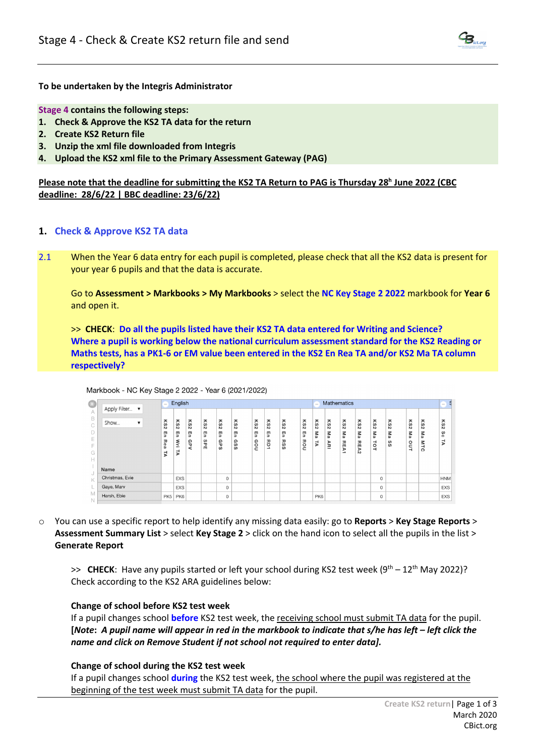# Stage 4 - Check & Create KS2 return file and send

**To be undertaken by the Integris Administrator**

**Stage 4 contains the following steps:**

1. **Check & Approve the KS2 TA data for the return**
2. **Create KS2 Return file**
3. **Unzip the xml file downloaded from Integris**
4. **Upload the KS2 xml file to the Primary Assessment Gateway (PAG)**

**Please note that the deadline for submitting the KS2 TA Return to PAG is Thursday 28h June 2022 (CBC deadline: 28/6/22 | BBC deadline: 23/6/22)**

## 1. Check & Approve KS2 TA data

2.1 When the Year 6 data entry for each pupil is completed, please check that all the KS2 data is present for your year 6 pupils and that the data is accurate.

Go to **Assessment > Markbooks > My Markbooks** > select the **NC Key Stage 2 2022** markbook for **Year 6** and open it.

>> **CHECK**: **Do all the pupils listed have their KS2 TA data entered for Writing and Science? Where a pupil is working below the national curriculum assessment standard for the KS2 Reading or Maths tests, has a PK1-6 or EM value been entered in the KS2 En Rea TA and/or KS2 Ma TA column respectively?**

Markbook - NC Key Stage 2 2022 - Year 6 (2021/2022)

| Name | KS2 En Rea TA | KS2 En Wri TA | KS2 En GPV | KS2 En SPE | KS2 En GPS | KS2 En GSS | KS2 En GOU | KS2 En RD1 | KS2 En RSS | KS2 En ROU | KS2 Ma TA | KS2 Ma ARI | KS2 Ma REA1 | KS2 Ma REA2 | KS2 Ma TOT | KS2 Ma SS | KS2 Ma OUT | KS2 Ma MTC | KS2 Sc TA |
|---|---|---|---|---|---|---|---|---|---|---|---|---|---|---|---|---|---|---|---|
| Christmas, Evie | | EXS | | | 0 | | | | | | | | | | 0 | | | | HNM |
| Gaye, Marv | | EXS | | | 0 | | | | | | | | | | 0 | | | | EXS |
| Harsh, Ebie | PK5 | PK6 | | | 0 | | | | | | PK6 | | | | 0 | | | | EXS |

- You can use a specific report to help identify any missing data easily: go to **Reports** > **Key Stage Reports** > **Assessment Summary List** > select **Key Stage 2** > click on the hand icon to select all the pupils in the list > **Generate Report**

>> **CHECK**: Have any pupils started or left your school during KS2 test week (9th – 12th May 2022)? Check according to the KS2 ARA guidelines below:

**Change of school before KS2 test week**

If a pupil changes school **before** KS2 test week, the receiving school must submit TA data for the pupil. **[*Note*: *A pupil name will appear in red in the markbook to indicate that s/he has left – left click the name and click on Remove Student if not school not required to enter data].***

**Change of school during the KS2 test week**

If a pupil changes school **during** the KS2 test week, the school where the pupil was registered at the beginning of the test week must submit TA data for the pupil.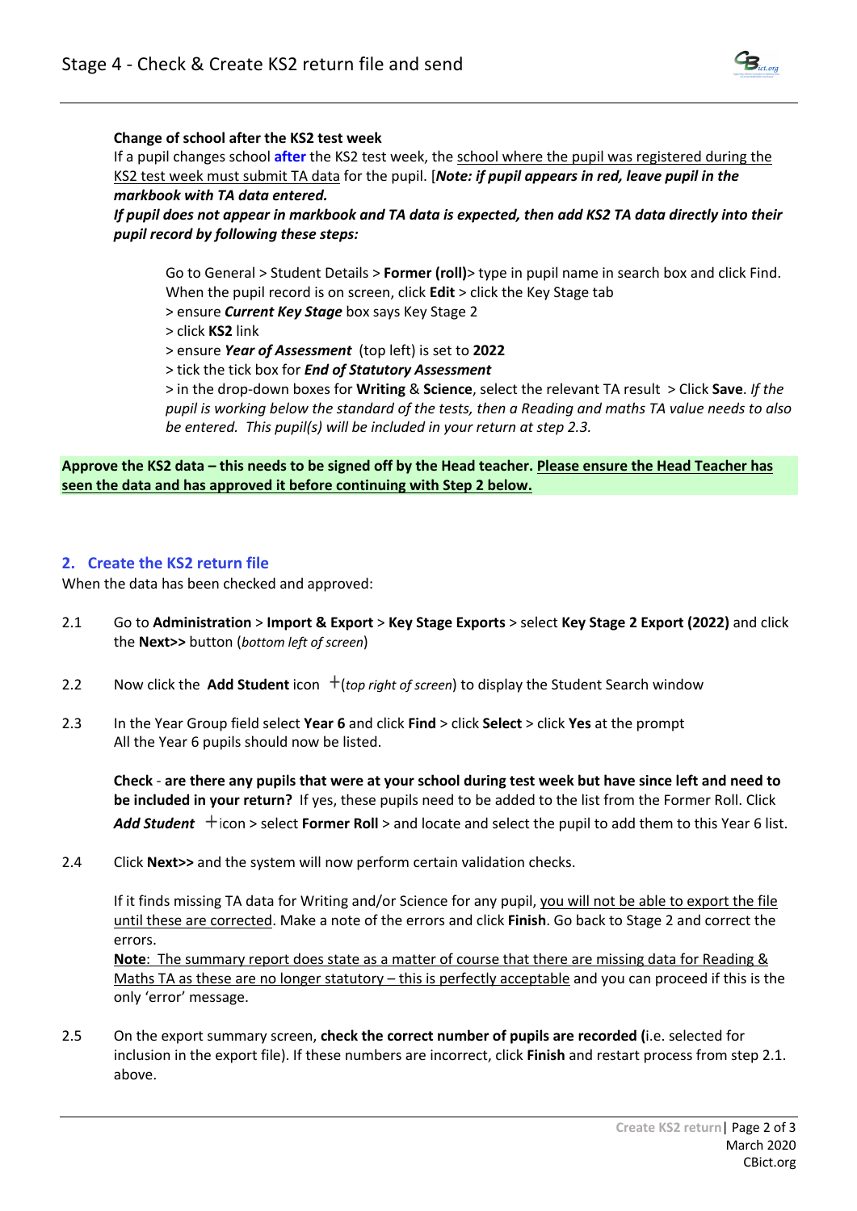**Change of school after the KS2 test week**

If a pupil changes school **after** the KS2 test week, the school where the pupil was registered during the KS2 test week must submit TA data for the pupil. [***Note: if pupil appears in red, leave pupil in the markbook with TA data entered.***

***If pupil does not appear in markbook and TA data is expected, then add KS2 TA data directly into their pupil record by following these steps:***

> Go to General > Student Details > **Former (roll)**> type in pupil name in search box and click Find. When the pupil record is on screen, click **Edit** > click the Key Stage tab
> > ensure ***Current Key Stage*** box says Key Stage 2
> > click **KS2** link
> > ensure ***Year of Assessment*** (top left) is set to **2022**
> > tick the tick box for ***End of Statutory Assessment***
> > in the drop-down boxes for **Writing** & **Science**, select the relevant TA result > Click **Save**. *If the pupil is working below the standard of the tests, then a Reading and maths TA value needs to also be entered. This pupil(s) will be included in your return at step 2.3.*

**Approve the KS2 data – this needs to be signed off by the Head teacher. Please ensure the Head Teacher has seen the data and has approved it before continuing with Step 2 below.**

## 2. Create the KS2 return file

When the data has been checked and approved:

2.1 Go to **Administration** > **Import & Export** > **Key Stage Exports** > select **Key Stage 2 Export (2022)** and click the **Next>>** button (*bottom left of screen*)

2.2 Now click the **Add Student** icon + (*top right of screen*) to display the Student Search window

2.3 In the Year Group field select **Year 6** and click **Find** > click **Select** > click **Yes** at the prompt
All the Year 6 pupils should now be listed.

**Check** - **are there any pupils that were at your school during test week but have since left and need to be included in your return?** If yes, these pupils need to be added to the list from the Former Roll. Click ***Add Student*** + icon > select **Former Roll** > and locate and select the pupil to add them to this Year 6 list.

2.4 Click **Next>>** and the system will now perform certain validation checks.

If it finds missing TA data for Writing and/or Science for any pupil, you will not be able to export the file until these are corrected. Make a note of the errors and click **Finish**. Go back to Stage 2 and correct the errors.
**Note**: The summary report does state as a matter of course that there are missing data for Reading & Maths TA as these are no longer statutory – this is perfectly acceptable and you can proceed if this is the only 'error' message.

2.5 On the export summary screen, **check the correct number of pupils are recorded (**i.e. selected for inclusion in the export file). If these numbers are incorrect, click **Finish** and restart process from step 2.1. above.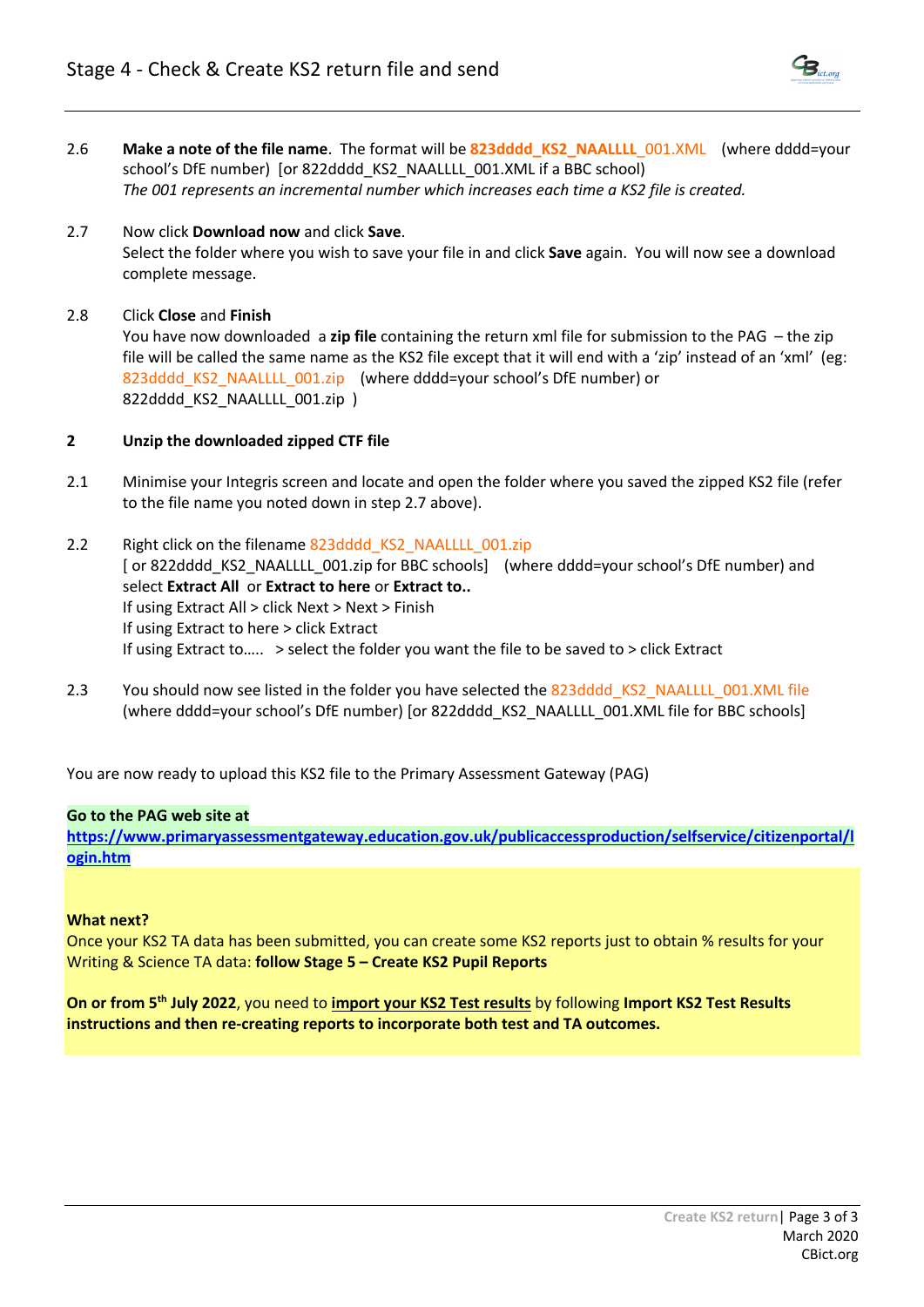2.6 **Make a note of the file name**. The format will be **823dddd_KS2_NAALLLL**_001.XML (where dddd=your school's DfE number) [or 822dddd_KS2_NAALLLL_001.XML if a BBC school)
*The 001 represents an incremental number which increases each time a KS2 file is created.*

2.7 Now click **Download now** and click **Save**.
Select the folder where you wish to save your file in and click **Save** again. You will now see a download complete message.

2.8 Click **Close** and **Finish**
You have now downloaded a **zip file** containing the return xml file for submission to the PAG – the zip file will be called the same name as the KS2 file except that it will end with a 'zip' instead of an 'xml' (eg: 823dddd_KS2_NAALLLL_001.zip (where dddd=your school's DfE number) or 822dddd_KS2_NAALLLL_001.zip )

**2 Unzip the downloaded zipped CTF file**

2.1 Minimise your Integris screen and locate and open the folder where you saved the zipped KS2 file (refer to the file name you noted down in step 2.7 above).

2.2 Right click on the filename 823dddd_KS2_NAALLLL_001.zip
[ or 822dddd_KS2_NAALLLL_001.zip for BBC schools] (where dddd=your school's DfE number) and select **Extract All** or **Extract to here** or **Extract to..**
If using Extract All > click Next > Next > Finish
If using Extract to here > click Extract
If using Extract to….. > select the folder you want the file to be saved to > click Extract

2.3 You should now see listed in the folder you have selected the 823dddd_KS2_NAALLLL_001.XML file (where dddd=your school's DfE number) [or 822dddd_KS2_NAALLLL_001.XML file for BBC schools]

You are now ready to upload this KS2 file to the Primary Assessment Gateway (PAG)

**Go to the PAG web site at**
**[https://www.primaryassessmentgateway.education.gov.uk/publicaccessproduction/selfservice/citizenportal/login.htm](https://www.primaryassessmentgateway.education.gov.uk/publicaccessproduction/selfservice/citizenportal/login.htm)**

**What next?**
Once your KS2 TA data has been submitted, you can create some KS2 reports just to obtain % results for your Writing & Science TA data: **follow Stage 5 – Create KS2 Pupil Reports**

**On or from 5th July 2022**, you need to **import your KS2 Test results** by following **Import KS2 Test Results instructions and then re-creating reports to incorporate both test and TA outcomes.**